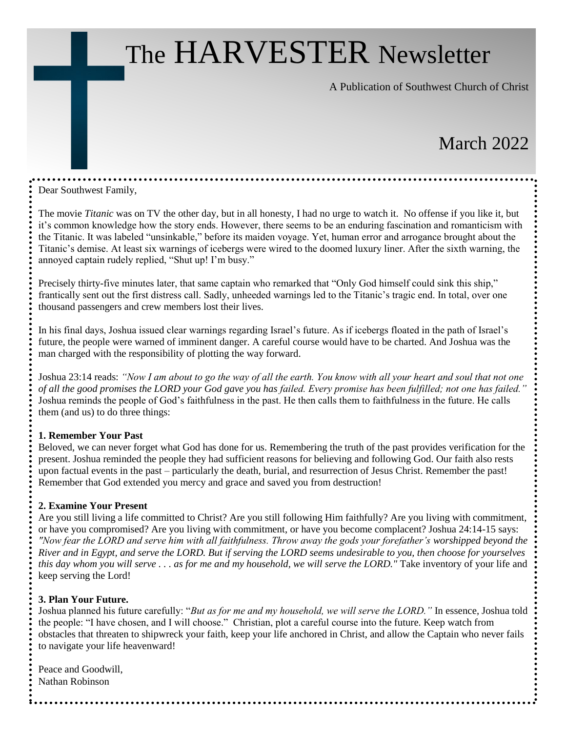# The HARVESTER Newsletter

A Publication of Southwest Church of Christ

March 2022

Dear Southwest Family,

The movie *Titanic* was on TV the other day, but in all honesty, I had no urge to watch it. No offense if you like it, but it's common knowledge how the story ends. However, there seems to be an enduring fascination and romanticism with the Titanic. It was labeled "unsinkable," before its maiden voyage. Yet, human error and arrogance brought about the Titanic's demise. At least six warnings of icebergs were wired to the doomed luxury liner. After the sixth warning, the annoyed captain rudely replied, "Shut up! I'm busy."

Precisely thirty-five minutes later, that same captain who remarked that "Only God himself could sink this ship," frantically sent out the first distress call. Sadly, unheeded warnings led to the Titanic's tragic end. In total, over one thousand passengers and crew members lost their lives.

In his final days, Joshua issued clear warnings regarding Israel's future. As if icebergs floated in the path of Israel's future, the people were warned of imminent danger. A careful course would have to be charted. And Joshua was the man charged with the responsibility of plotting the way forward.

Joshua 23:14 reads: *"Now I am about to go the way of all the earth. You know with all your heart and soul that not one of all the good promises the LORD your God gave you has failed. Every promise has been fulfilled; not one has failed."* Joshua reminds the people of God's faithfulness in the past. He then calls them to faithfulness in the future. He calls them (and us) to do three things:

**1. Remember Your Past**

Beloved, we can never forget what God has done for us. Remembering the truth of the past provides verification for the present. Joshua reminded the people they had sufficient reasons for believing and following God. Our faith also rests upon factual events in the past – particularly the death, burial, and resurrection of Jesus Christ. Remember the past! Remember that God extended you mercy and grace and saved you from destruction!

**2. Examine Your Present**

Are you still living a life committed to Christ? Are you still following Him faithfully? Are you living with commitment, or have you compromised? Are you living with commitment, or have you become complacent? Joshua 24:14-15 says: *"Now fear the LORD and serve him with all faithfulness. Throw away the gods your forefather's worshipped beyond the River and in Egypt, and serve the LORD. But if serving the LORD seems undesirable to you, then choose for yourselves this day whom you will serve . . . as for me and my household, we will serve the LORD."* Take inventory of your life and keep serving the Lord!

**3. Plan Your Future.**

Joshua planned his future carefully: "*But as for me and my household, we will serve the LORD."* In essence, Joshua told the people: "I have chosen, and I will choose." Christian, plot a careful course into the future. Keep watch from obstacles that threaten to shipwreck your faith, keep your life anchored in Christ, and allow the Captain who never fails to navigate your life heavenward!

Peace and Goodwill,
Nathan Robinson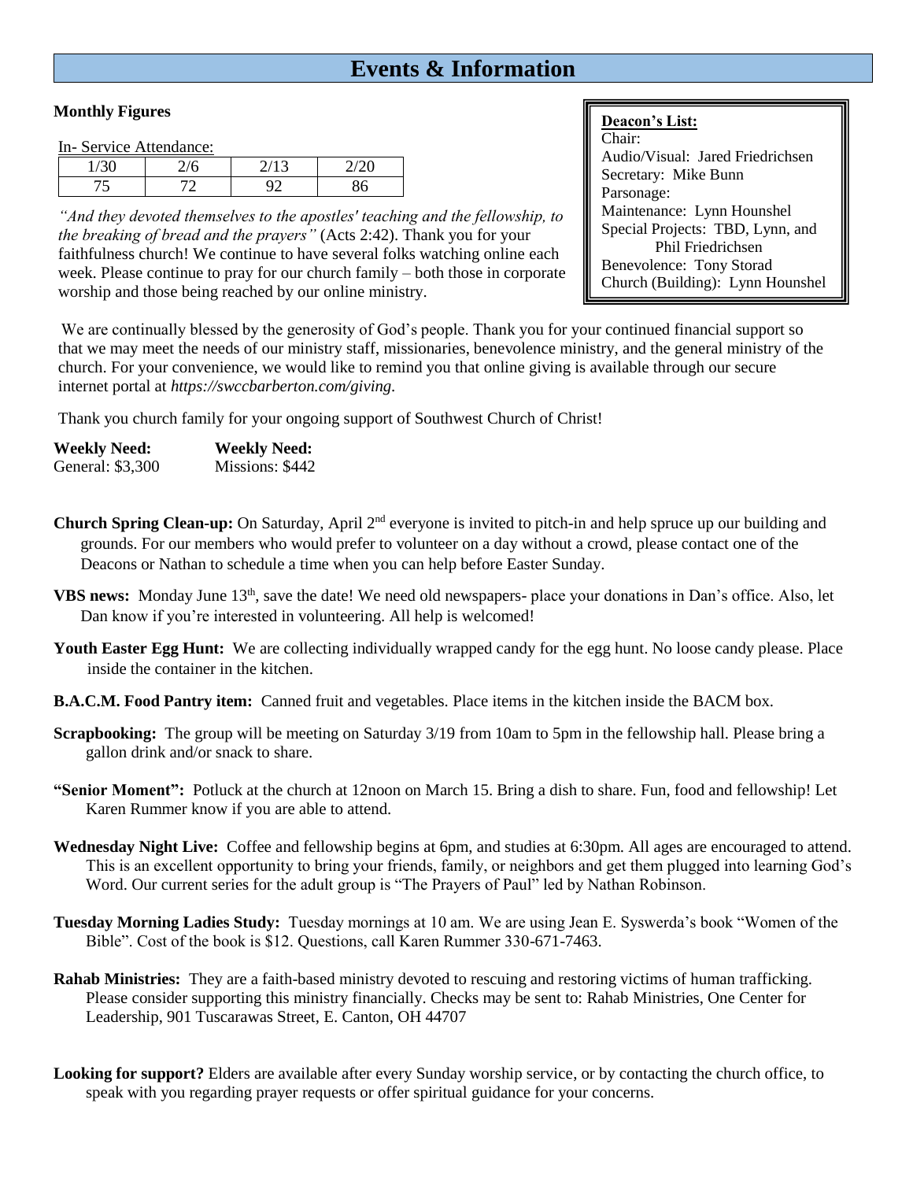# Events & Information

**Monthly Figures**

In- Service Attendance:

| 1/30 | 2/6 | 2/13 | 2/20 |
|---|---|---|---|
| 75 | 72 | 92 | 86 |

*"And they devoted themselves to the apostles' teaching and the fellowship, to the breaking of bread and the prayers"* (Acts 2:42). Thank you for your faithfulness church! We continue to have several folks watching online each week. Please continue to pray for our church family – both those in corporate worship and those being reached by our online ministry.

**Deacon's List:**
Chair:
Audio/Visual: Jared Friedrichsen
Secretary: Mike Bunn
Parsonage:
Maintenance: Lynn Hounshel
Special Projects: TBD, Lynn, and Phil Friedrichsen
Benevolence: Tony Storad
Church (Building): Lynn Hounshel

We are continually blessed by the generosity of God's people. Thank you for your continued financial support so that we may meet the needs of our ministry staff, missionaries, benevolence ministry, and the general ministry of the church. For your convenience, we would like to remind you that online giving is available through our secure internet portal at *https://swccbarberton.com/giving.*

Thank you church family for your ongoing support of Southwest Church of Christ!

| **Weekly Need:** | **Weekly Need:** |
|---|---|
| General: $3,300 | Missions: $442 |

**Church Spring Clean-up:** On Saturday, April 2nd everyone is invited to pitch-in and help spruce up our building and grounds. For our members who would prefer to volunteer on a day without a crowd, please contact one of the Deacons or Nathan to schedule a time when you can help before Easter Sunday.

**VBS news:** Monday June 13th, save the date! We need old newspapers- place your donations in Dan's office. Also, let Dan know if you're interested in volunteering. All help is welcomed!

**Youth Easter Egg Hunt:** We are collecting individually wrapped candy for the egg hunt. No loose candy please. Place inside the container in the kitchen.

**B.A.C.M. Food Pantry item:** Canned fruit and vegetables. Place items in the kitchen inside the BACM box.

**Scrapbooking:** The group will be meeting on Saturday 3/19 from 10am to 5pm in the fellowship hall. Please bring a gallon drink and/or snack to share.

**"Senior Moment":** Potluck at the church at 12noon on March 15. Bring a dish to share. Fun, food and fellowship! Let Karen Rummer know if you are able to attend.

**Wednesday Night Live:** Coffee and fellowship begins at 6pm, and studies at 6:30pm. All ages are encouraged to attend. This is an excellent opportunity to bring your friends, family, or neighbors and get them plugged into learning God's Word. Our current series for the adult group is "The Prayers of Paul" led by Nathan Robinson.

**Tuesday Morning Ladies Study:** Tuesday mornings at 10 am. We are using Jean E. Syswerda's book "Women of the Bible". Cost of the book is $12. Questions, call Karen Rummer 330-671-7463.

**Rahab Ministries:** They are a faith-based ministry devoted to rescuing and restoring victims of human trafficking. Please consider supporting this ministry financially. Checks may be sent to: Rahab Ministries, One Center for Leadership, 901 Tuscarawas Street, E. Canton, OH 44707

**Looking for support?** Elders are available after every Sunday worship service, or by contacting the church office, to speak with you regarding prayer requests or offer spiritual guidance for your concerns.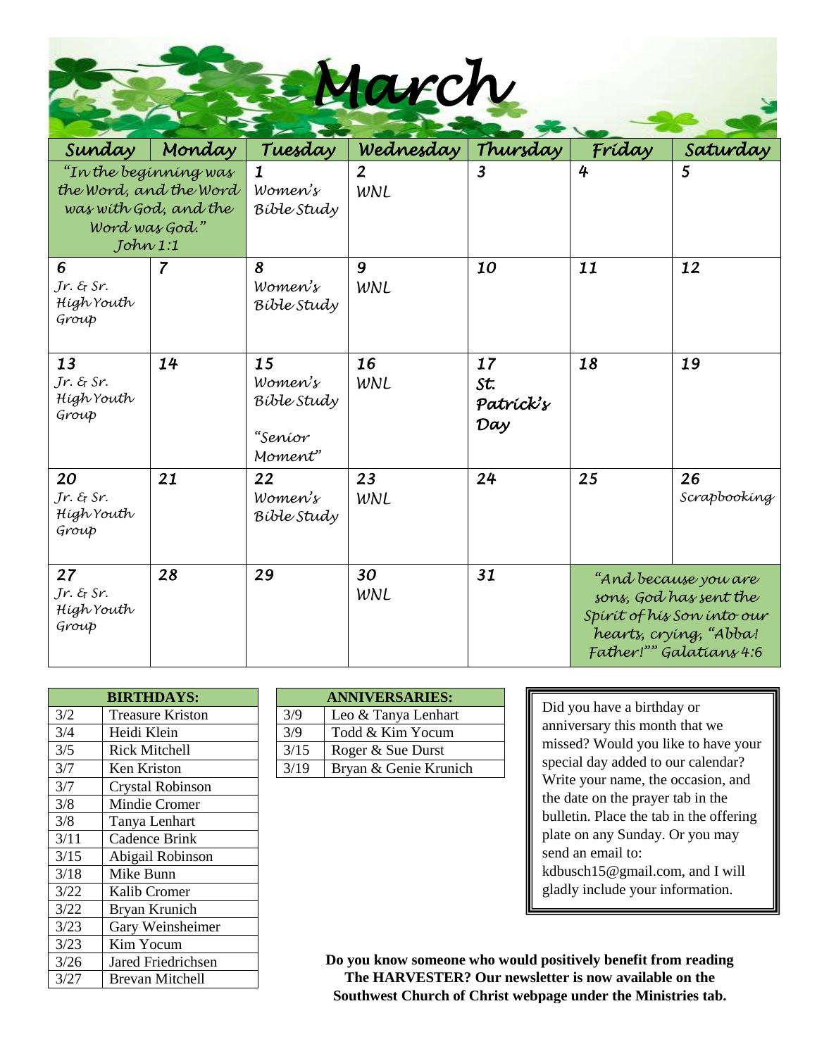# March

| Sunday | Monday | Tuesday | Wednesday | Thursday | Friday | Saturday |
|---|---|---|---|---|---|---|
| "In the beginning was the Word, and the Word was with God, and the Word was God." John 1:1 | | 1 Women's Bible Study | 2 WNL | 3 | 4 | 5 |
| 6 Jr. & Sr. High Youth Group | 7 | 8 Women's Bible Study | 9 WNL | 10 | 11 | 12 |
| 13 Jr. & Sr. High Youth Group | 14 | 15 Women's Bible Study "Senior Moment" | 16 WNL | 17 St. Patrick's Day | 18 | 19 |
| 20 Jr. & Sr. High Youth Group | 21 | 22 Women's Bible Study | 23 WNL | 24 | 25 | 26 Scrapbooking |
| 27 Jr. & Sr. High Youth Group | 28 | 29 | 30 WNL | 31 | "And because you are sons, God has sent the Spirit of his Son into our hearts, crying, "Abba! Father!"" Galatians 4:6 | |

| BIRTHDAYS: | |
|---|---|
| 3/2 | Treasure Kriston |
| 3/4 | Heidi Klein |
| 3/5 | Rick Mitchell |
| 3/7 | Ken Kriston |
| 3/7 | Crystal Robinson |
| 3/8 | Mindie Cromer |
| 3/8 | Tanya Lenhart |
| 3/11 | Cadence Brink |
| 3/15 | Abigail Robinson |
| 3/18 | Mike Bunn |
| 3/22 | Kalib Cromer |
| 3/22 | Bryan Krunich |
| 3/23 | Gary Weinsheimer |
| 3/23 | Kim Yocum |
| 3/26 | Jared Friedrichsen |
| 3/27 | Brevan Mitchell |

| ANNIVERSARIES: | |
|---|---|
| 3/9 | Leo & Tanya Lenhart |
| 3/9 | Todd & Kim Yocum |
| 3/15 | Roger & Sue Durst |
| 3/19 | Bryan & Genie Krunich |

Did you have a birthday or anniversary this month that we missed? Would you like to have your special day added to our calendar? Write your name, the occasion, and the date on the prayer tab in the bulletin. Place the tab in the offering plate on any Sunday. Or you may send an email to: kdbusch15@gmail.com, and I will gladly include your information.

**Do you know someone who would positively benefit from reading The HARVESTER? Our newsletter is now available on the Southwest Church of Christ webpage under the Ministries tab.**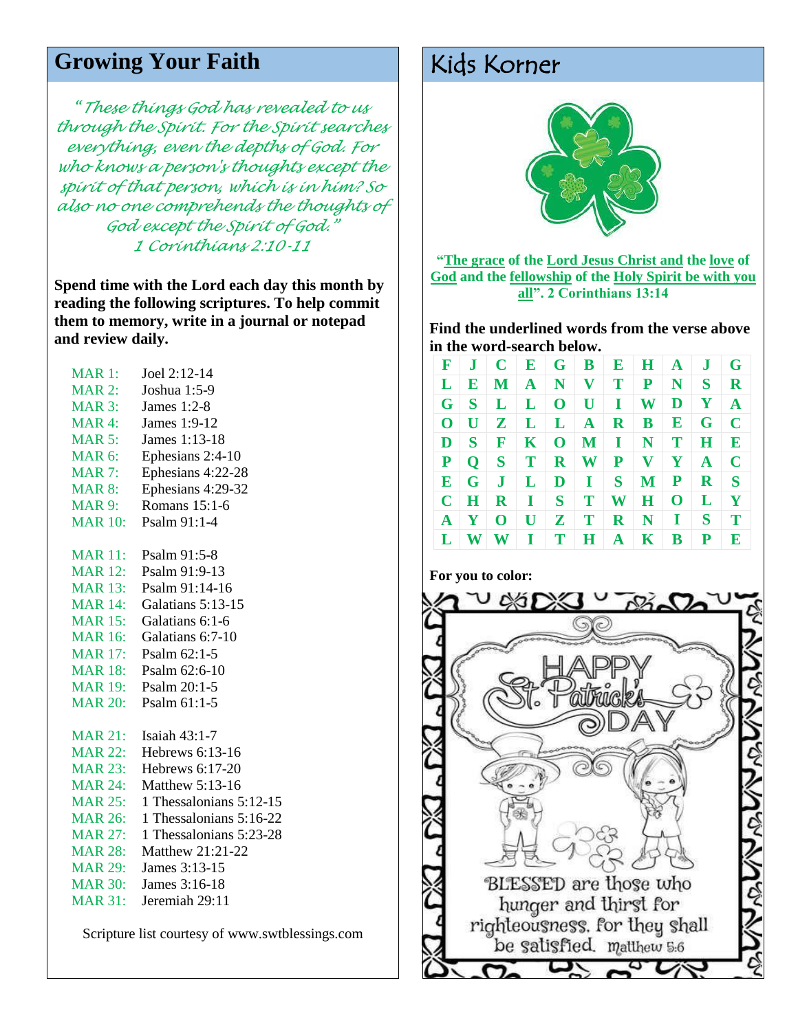## Growing Your Faith

*"These things God has revealed to us through the Spirit. For the Spirit searches everything, even the depths of God. For who knows a person's thoughts except the spirit of that person, which is in him? So also no one comprehends the thoughts of God except the Spirit of God."*
*1 Corinthians 2:10-11*

**Spend time with the Lord each day this month by reading the following scriptures. To help commit them to memory, write in a journal or notepad and review daily.**

MAR 1: Joel 2:12-14
MAR 2: Joshua 1:5-9
MAR 3: James 1:2-8
MAR 4: James 1:9-12
MAR 5: James 1:13-18
MAR 6: Ephesians 2:4-10
MAR 7: Ephesians 4:22-28
MAR 8: Ephesians 4:29-32
MAR 9: Romans 15:1-6
MAR 10: Psalm 91:1-4

MAR 11: Psalm 91:5-8
MAR 12: Psalm 91:9-13
MAR 13: Psalm 91:14-16
MAR 14: Galatians 5:13-15
MAR 15: Galatians 6:1-6
MAR 16: Galatians 6:7-10
MAR 17: Psalm 62:1-5
MAR 18: Psalm 62:6-10
MAR 19: Psalm 20:1-5
MAR 20: Psalm 61:1-5

MAR 21: Isaiah 43:1-7
MAR 22: Hebrews 6:13-16
MAR 23: Hebrews 6:17-20
MAR 24: Matthew 5:13-16
MAR 25: 1 Thessalonians 5:12-15
MAR 26: 1 Thessalonians 5:16-22
MAR 27: 1 Thessalonians 5:23-28
MAR 28: Matthew 21:21-22
MAR 29: James 3:13-15
MAR 30: James 3:16-18
MAR 31: Jeremiah 29:11

Scripture list courtesy of www.swtblessings.com

## Kids Korner

**"The grace of the Lord Jesus Christ and the love of God and the fellowship of the Holy Spirit be with you all". 2 Corinthians 13:14**

**Find the underlined words from the verse above in the word-search below.**

| F | J | C | E | G | B | E | H | A | J | G |
|---|---|---|---|---|---|---|---|---|---|---|
| L | E | M | A | N | V | T | P | N | S | R |
| G | S | L | L | O | U | I | W | D | Y | A |
| O | U | Z | L | L | A | R | B | E | G | C |
| D | S | F | K | O | M | I | N | T | H | E |
| P | Q | S | T | R | W | P | V | Y | A | C |
| E | G | J | L | D | I | S | M | P | R | S |
| C | H | R | I | S | T | W | H | O | L | Y |
| A | Y | O | U | Z | T | R | N | I | S | T |
| L | W | W | I | T | H | A | K | B | P | E |

**For you to color:**

HAPPY St. Patrick's DAY

BLESSED are those who hunger and thirst for righteousness, for they shall be satisfied. Matthew 5:6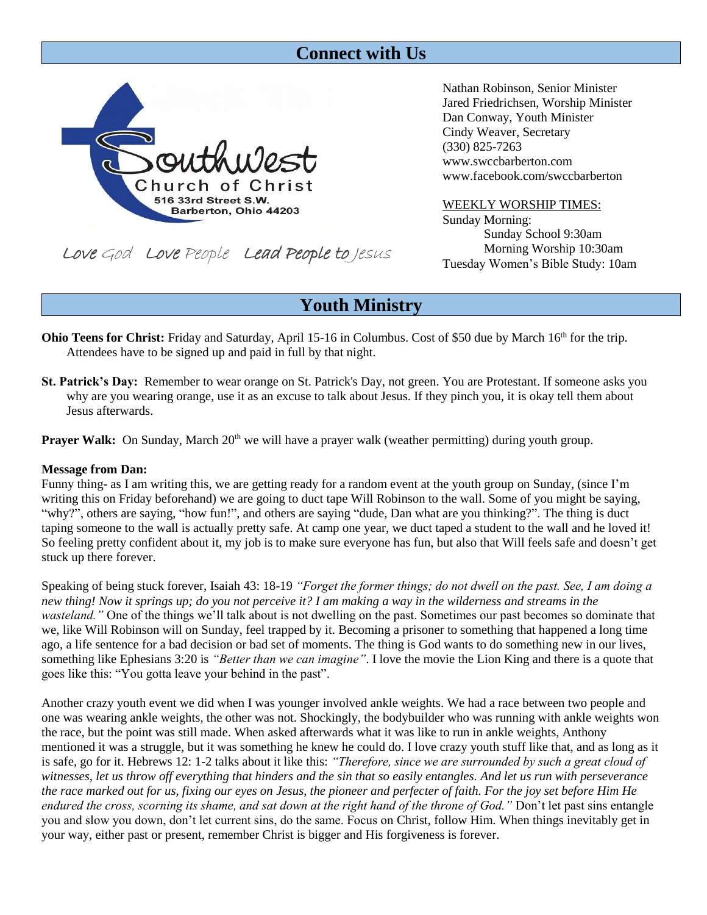## Connect with Us

Southwest Church of Christ
516 33rd Street S.W.
Barberton, Ohio 44203

*Love God Love People Lead People to Jesus*

Nathan Robinson, Senior Minister
Jared Friedrichsen, Worship Minister
Dan Conway, Youth Minister
Cindy Weaver, Secretary
(330) 825-7263
www.swccbarberton.com
www.facebook.com/swccbarberton

WEEKLY WORSHIP TIMES:
Sunday Morning:
Sunday School 9:30am
Morning Worship 10:30am
Tuesday Women's Bible Study: 10am

## Youth Ministry

**Ohio Teens for Christ:** Friday and Saturday, April 15-16 in Columbus. Cost of $50 due by March 16th for the trip. Attendees have to be signed up and paid in full by that night.

**St. Patrick's Day:** Remember to wear orange on St. Patrick's Day, not green. You are Protestant. If someone asks you why are you wearing orange, use it as an excuse to talk about Jesus. If they pinch you, it is okay tell them about Jesus afterwards.

**Prayer Walk:** On Sunday, March 20th we will have a prayer walk (weather permitting) during youth group.

**Message from Dan:**

Funny thing- as I am writing this, we are getting ready for a random event at the youth group on Sunday, (since I'm writing this on Friday beforehand) we are going to duct tape Will Robinson to the wall. Some of you might be saying, "why?", others are saying, "how fun!", and others are saying "dude, Dan what are you thinking?". The thing is duct taping someone to the wall is actually pretty safe. At camp one year, we duct taped a student to the wall and he loved it! So feeling pretty confident about it, my job is to make sure everyone has fun, but also that Will feels safe and doesn't get stuck up there forever.

Speaking of being stuck forever, Isaiah 43: 18-19 *"Forget the former things; do not dwell on the past. See, I am doing a new thing! Now it springs up; do you not perceive it? I am making a way in the wilderness and streams in the wasteland."* One of the things we'll talk about is not dwelling on the past. Sometimes our past becomes so dominate that we, like Will Robinson will on Sunday, feel trapped by it. Becoming a prisoner to something that happened a long time ago, a life sentence for a bad decision or bad set of moments. The thing is God wants to do something new in our lives, something like Ephesians 3:20 is *"Better than we can imagine"*. I love the movie the Lion King and there is a quote that goes like this: "You gotta leave your behind in the past".

Another crazy youth event we did when I was younger involved ankle weights. We had a race between two people and one was wearing ankle weights, the other was not. Shockingly, the bodybuilder who was running with ankle weights won the race, but the point was still made. When asked afterwards what it was like to run in ankle weights, Anthony mentioned it was a struggle, but it was something he knew he could do. I love crazy youth stuff like that, and as long as it is safe, go for it. Hebrews 12: 1-2 talks about it like this: *"Therefore, since we are surrounded by such a great cloud of witnesses, let us throw off everything that hinders and the sin that so easily entangles. And let us run with perseverance the race marked out for us, fixing our eyes on Jesus, the pioneer and perfecter of faith. For the joy set before Him He endured the cross, scorning its shame, and sat down at the right hand of the throne of God."* Don't let past sins entangle you and slow you down, don't let current sins, do the same. Focus on Christ, follow Him. When things inevitably get in your way, either past or present, remember Christ is bigger and His forgiveness is forever.